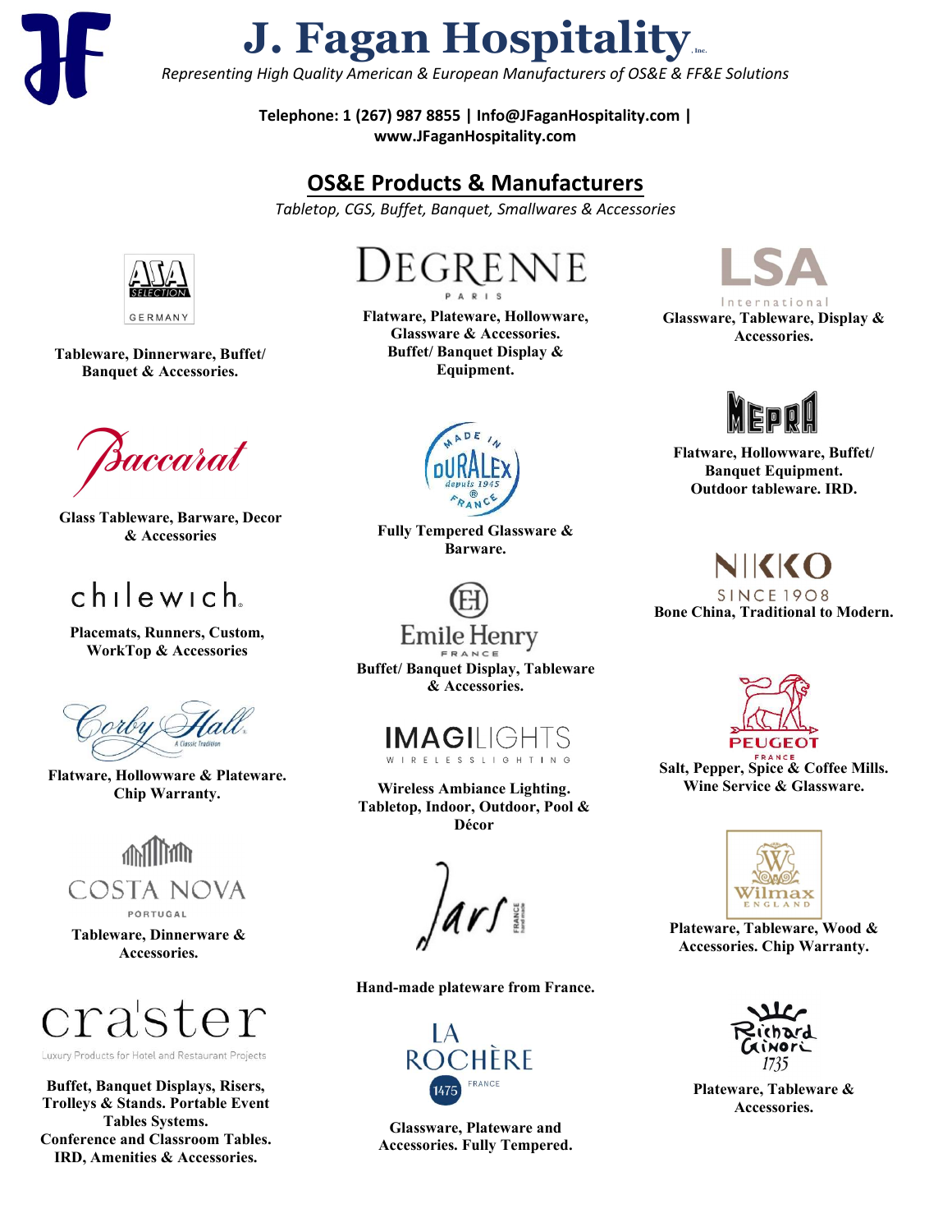# J. Fagan Hospitality, Inc.

*Representing High Quality American & European Manufacturers of OS&E & FF&E Solutions*

**Telephone: 1 (267) 987 8855 | Info@JFaganHospitality.com | www.JFaganHospitality.com**

## OS&E Products & Manufacturers

*Tabletop, CGS, Buffet, Banquet, Smallwares & Accessories*

**ASA Selection Germany**
**Tableware, Dinnerware, Buffet/ Banquet & Accessories.**

**Baccarat**
**Glass Tableware, Barware, Decor & Accessories**

**chilewich**
**Placemats, Runners, Custom, WorkTop & Accessories**

**Corby Hall** – A Classic Tradition
**Flatware, Hollowware & Plateware. Chip Warranty.**

**Costa Nova Portugal**
**Tableware, Dinnerware & Accessories.**

**craster** – Luxury Products for Hotel and Restaurant Projects
**Buffet, Banquet Displays, Risers, Trolleys & Stands. Portable Event Tables Systems. Conference and Classroom Tables. IRD, Amenities & Accessories.**

**Degrenne Paris**
**Flatware, Plateware, Hollowware, Glassware & Accessories. Buffet/ Banquet Display & Equipment.**

**Duralex** – Made in France, depuis 1945
**Fully Tempered Glassware & Barware.**

**Emile Henry France**
**Buffet/ Banquet Display, Tableware & Accessories.**

**Imagilights** – Wireless Lighting
**Wireless Ambiance Lighting. Tabletop, Indoor, Outdoor, Pool & Décor**

**Jars** – France, hand made
**Hand-made plateware from France.**

**La Rochère** – 1475 France
**Glassware, Plateware and Accessories. Fully Tempered.**

**LSA International**
**Glassware, Tableware, Display & Accessories.**

**Mepra**
**Flatware, Hollowware, Buffet/ Banquet Equipment. Outdoor tableware. IRD.**

**Nikko** – Since 1908
**Bone China, Traditional to Modern.**

**Peugeot France**
**Salt, Pepper, Spice & Coffee Mills. Wine Service & Glassware.**

**Wilmax England**
**Plateware, Tableware, Wood & Accessories. Chip Warranty.**

**Richard Ginori 1735**
**Plateware, Tableware & Accessories.**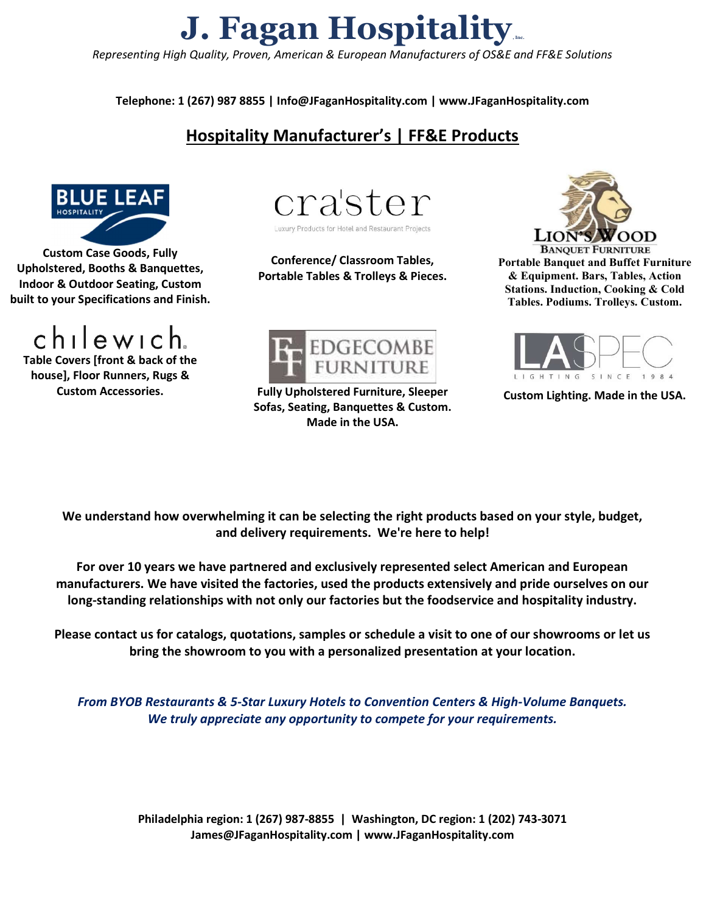# J. Fagan Hospitality, Inc.

*Representing High Quality, Proven, American & European Manufacturers of OS&E and FF&E Solutions*

**Telephone: 1 (267) 987 8855 | Info@JFaganHospitality.com | www.JFaganHospitality.com**

## Hospitality Manufacturer's | FF&E Products

BLUE LEAF HOSPITALITY

**Custom Case Goods, Fully Upholstered, Booths & Banquettes, Indoor & Outdoor Seating, Custom built to your Specifications and Finish.**

craster
Luxury Products for Hotel and Restaurant Projects

**Conference/ Classroom Tables, Portable Tables & Trolleys & Pieces.**

LION'S WOOD
BANQUET FURNITURE

**Portable Banquet and Buffet Furniture & Equipment. Bars, Tables, Action Stations. Induction, Cooking & Cold Tables. Podiums. Trolleys. Custom.**

chilewich

**Table Covers [front & back of the house], Floor Runners, Rugs & Custom Accessories.**

EDGECOMBE FURNITURE

**Fully Upholstered Furniture, Sleeper Sofas, Seating, Banquettes & Custom. Made in the USA.**

LASPEC
LIGHTING SINCE 1984

**Custom Lighting. Made in the USA.**

**We understand how overwhelming it can be selecting the right products based on your style, budget, and delivery requirements. We're here to help!**

**For over 10 years we have partnered and exclusively represented select American and European manufacturers. We have visited the factories, used the products extensively and pride ourselves on our long-standing relationships with not only our factories but the foodservice and hospitality industry.**

**Please contact us for catalogs, quotations, samples or schedule a visit to one of our showrooms or let us bring the showroom to you with a personalized presentation at your location.**

***From BYOB Restaurants & 5-Star Luxury Hotels to Convention Centers & High-Volume Banquets. We truly appreciate any opportunity to compete for your requirements.***

**Philadelphia region: 1 (267) 987-8855 | Washington, DC region: 1 (202) 743-3071**
**James@JFaganHospitality.com | www.JFaganHospitality.com**